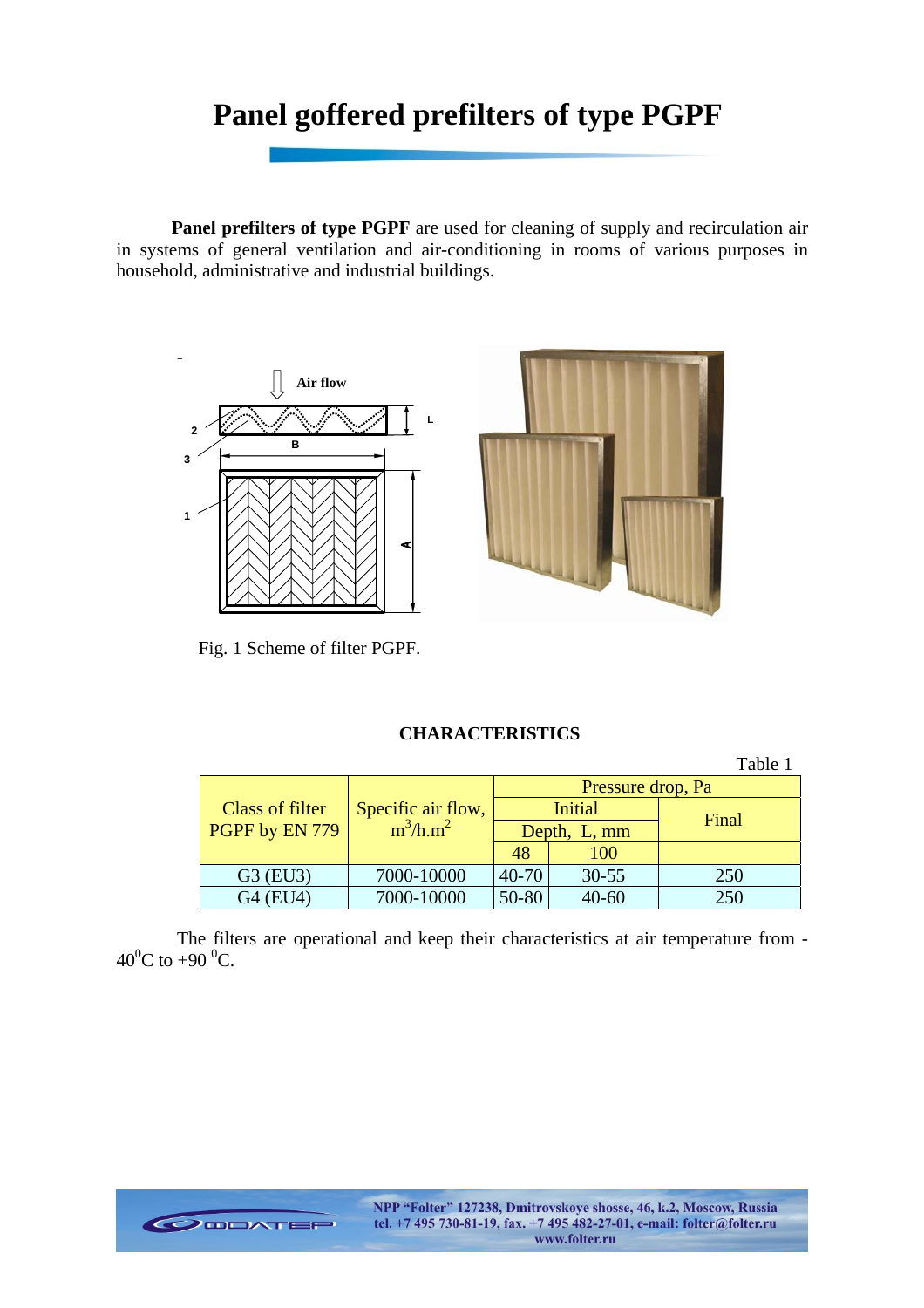# Panel goffered prefilters of type PGPF

**Panel prefilters of type PGPF** are used for cleaning of supply and recirculation air in systems of general ventilation and air-conditioning in rooms of various purposes in household, administrative and industrial buildings.

Fig. 1 Scheme of filter PGPF.

## CHARACTERISTICS

Table 1

| Class of filter PGPF by EN 779 | Specific air flow, $m^3/h.m^2$ | Pressure drop, Pa | | |
|---|---|---|---|---|
| | | Initial | | Final |
| | | Depth, L, mm | | |
| | | 48 | 100 | |
| G3 (EU3) | 7000-10000 | 40-70 | 30-55 | 250 |
| G4 (EU4) | 7000-10000 | 50-80 | 40-60 | 250 |

The filters are operational and keep their characteristics at air temperature from -40 $^0$C to +90 $^0$C.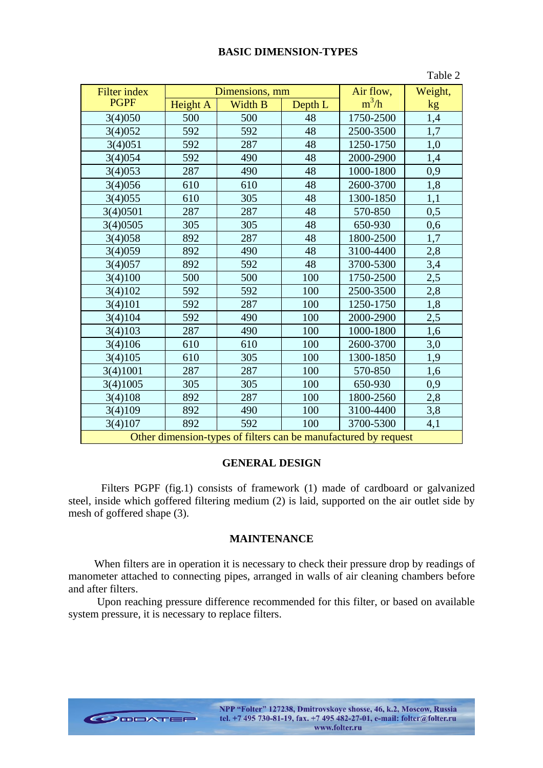## BASIC DIMENSION-TYPES

Table 2

| Filter index PGPF | Dimensions, mm | | | Air flow, $m^3/h$ | Weight, kg |
|---|---|---|---|---|---|
| | Height A | Width B | Depth L | | |
| 3(4)050 | 500 | 500 | 48 | 1750-2500 | 1,4 |
| 3(4)052 | 592 | 592 | 48 | 2500-3500 | 1,7 |
| 3(4)051 | 592 | 287 | 48 | 1250-1750 | 1,0 |
| 3(4)054 | 592 | 490 | 48 | 2000-2900 | 1,4 |
| 3(4)053 | 287 | 490 | 48 | 1000-1800 | 0,9 |
| 3(4)056 | 610 | 610 | 48 | 2600-3700 | 1,8 |
| 3(4)055 | 610 | 305 | 48 | 1300-1850 | 1,1 |
| 3(4)0501 | 287 | 287 | 48 | 570-850 | 0,5 |
| 3(4)0505 | 305 | 305 | 48 | 650-930 | 0,6 |
| 3(4)058 | 892 | 287 | 48 | 1800-2500 | 1,7 |
| 3(4)059 | 892 | 490 | 48 | 3100-4400 | 2,8 |
| 3(4)057 | 892 | 592 | 48 | 3700-5300 | 3,4 |
| 3(4)100 | 500 | 500 | 100 | 1750-2500 | 2,5 |
| 3(4)102 | 592 | 592 | 100 | 2500-3500 | 2,8 |
| 3(4)101 | 592 | 287 | 100 | 1250-1750 | 1,8 |
| 3(4)104 | 592 | 490 | 100 | 2000-2900 | 2,5 |
| 3(4)103 | 287 | 490 | 100 | 1000-1800 | 1,6 |
| 3(4)106 | 610 | 610 | 100 | 2600-3700 | 3,0 |
| 3(4)105 | 610 | 305 | 100 | 1300-1850 | 1,9 |
| 3(4)1001 | 287 | 287 | 100 | 570-850 | 1,6 |
| 3(4)1005 | 305 | 305 | 100 | 650-930 | 0,9 |
| 3(4)108 | 892 | 287 | 100 | 1800-2560 | 2,8 |
| 3(4)109 | 892 | 490 | 100 | 3100-4400 | 3,8 |
| 3(4)107 | 892 | 592 | 100 | 3700-5300 | 4,1 |
| Other dimension-types of filters can be manufactured by request | | | | | |

## GENERAL DESIGN

Filters PGPF (fig.1) consists of framework (1) made of cardboard or galvanized steel, inside which goffered filtering medium (2) is laid, supported on the air outlet side by mesh of goffered shape (3).

## MAINTENANCE

When filters are in operation it is necessary to check their pressure drop by readings of manometer attached to connecting pipes, arranged in walls of air cleaning chambers before and after filters.

Upon reaching pressure difference recommended for this filter, or based on available system pressure, it is necessary to replace filters.